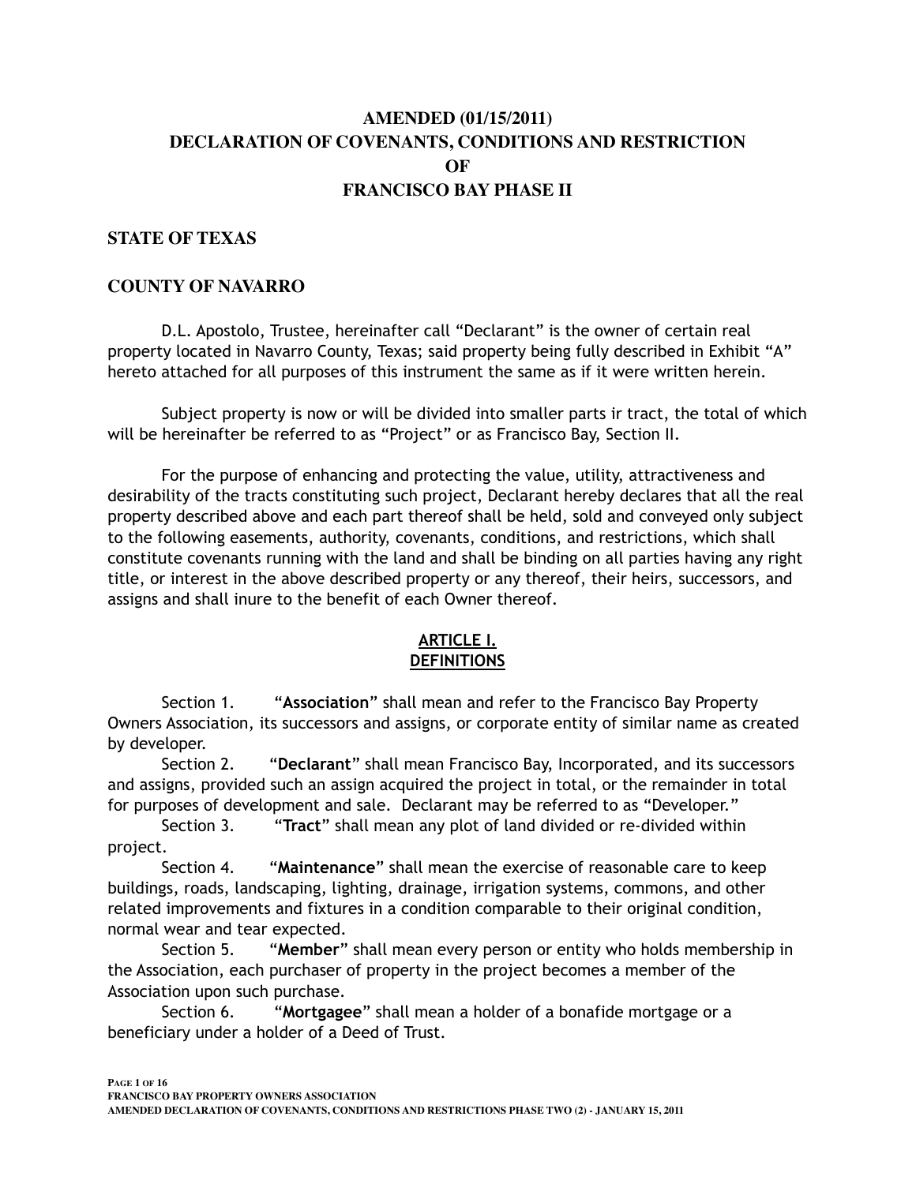# AMENDED (01/15/2011) DECLARATION OF COVENANTS, CONDITIONS AND RESTRICTION OF FRANCISCO BAY PHASE II

## STATE OF TEXAS

## COUNTY OF NAVARRO

D.L. Apostolo, Trustee, hereinafter call "Declarant" is the owner of certain real property located in Navarro County, Texas; said property being fully described in Exhibit "A" hereto attached for all purposes of this instrument the same as if it were written herein.

Subject property is now or will be divided into smaller parts ir tract, the total of which will be hereinafter be referred to as "Project" or as Francisco Bay, Section II.

For the purpose of enhancing and protecting the value, utility, attractiveness and desirability of the tracts constituting such project, Declarant hereby declares that all the real property described above and each part thereof shall be held, sold and conveyed only subject to the following easements, authority, covenants, conditions, and restrictions, which shall constitute covenants running with the land and shall be binding on all parties having any right title, or interest in the above described property or any thereof, their heirs, successors, and assigns and shall inure to the benefit of each Owner thereof.

## ARTICLE I. DEFINITIONS

Section 1. "**Association**" shall mean and refer to the Francisco Bay Property Owners Association, its successors and assigns, or corporate entity of similar name as created by developer.

Section 2. "**Declarant**" shall mean Francisco Bay, Incorporated, and its successors and assigns, provided such an assign acquired the project in total, or the remainder in total for purposes of development and sale. Declarant may be referred to as "Developer."

Section 3. "**Tract**" shall mean any plot of land divided or re-divided within project.

Section 4. "**Maintenance**" shall mean the exercise of reasonable care to keep buildings, roads, landscaping, lighting, drainage, irrigation systems, commons, and other related improvements and fixtures in a condition comparable to their original condition, normal wear and tear expected.

Section 5. "**Member**" shall mean every person or entity who holds membership in the Association, each purchaser of property in the project becomes a member of the Association upon such purchase.

Section 6. "**Mortgagee**" shall mean a holder of a bonafide mortgage or a beneficiary under a holder of a Deed of Trust.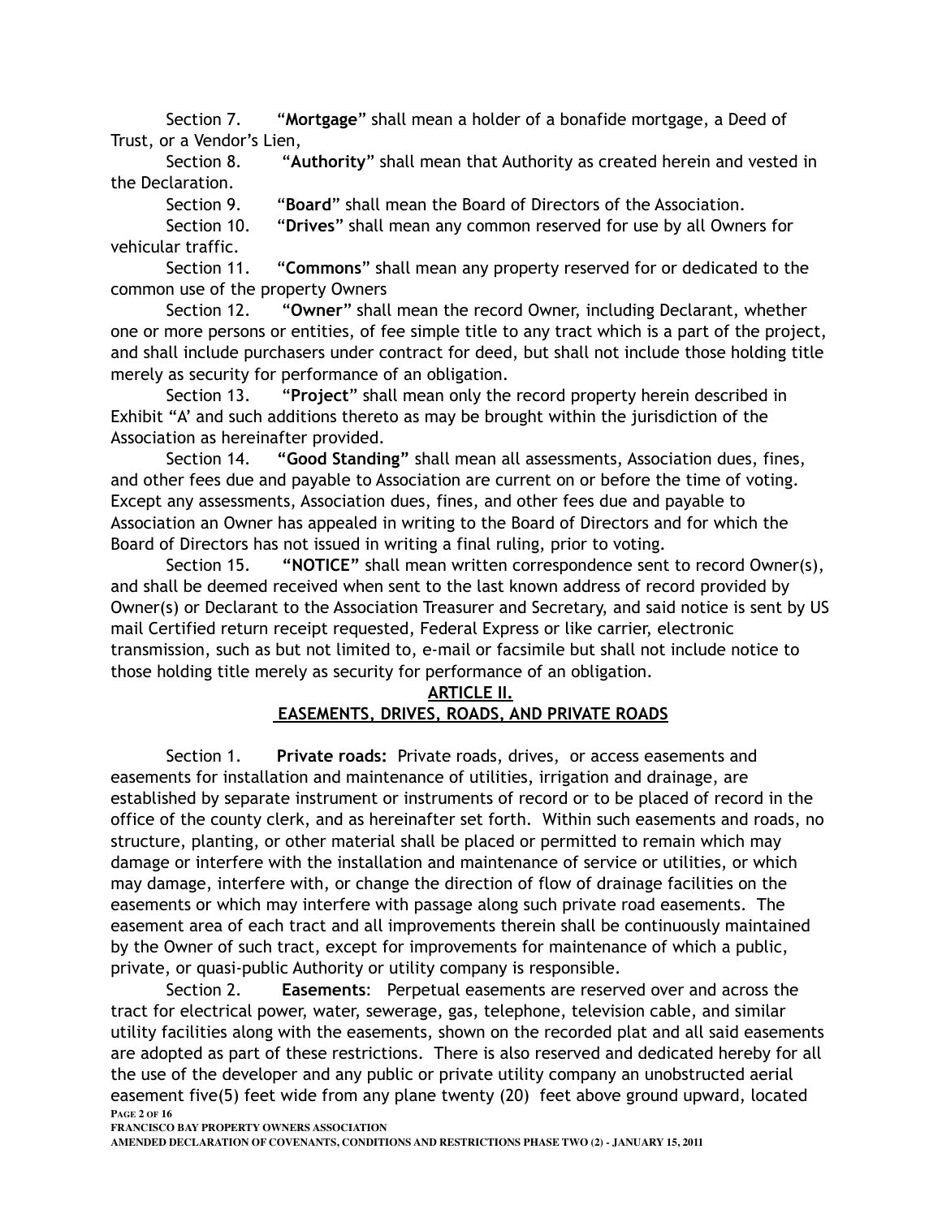Section 7. "**Mortgage**" shall mean a holder of a bonafide mortgage, a Deed of Trust, or a Vendor's Lien,

Section 8. "**Authority**" shall mean that Authority as created herein and vested in the Declaration.

Section 9. "**Board**" shall mean the Board of Directors of the Association.

Section 10. "**Drives**" shall mean any common reserved for use by all Owners for vehicular traffic.

Section 11. "**Commons**" shall mean any property reserved for or dedicated to the common use of the property Owners

Section 12. "**Owner**" shall mean the record Owner, including Declarant, whether one or more persons or entities, of fee simple title to any tract which is a part of the project, and shall include purchasers under contract for deed, but shall not include those holding title merely as security for performance of an obligation.

Section 13. "**Project**" shall mean only the record property herein described in Exhibit "A' and such additions thereto as may be brought within the jurisdiction of the Association as hereinafter provided.

Section 14. **"Good Standing"** shall mean all assessments, Association dues, fines, and other fees due and payable to Association are current on or before the time of voting. Except any assessments, Association dues, fines, and other fees due and payable to Association an Owner has appealed in writing to the Board of Directors and for which the Board of Directors has not issued in writing a final ruling, prior to voting.

Section 15. **"NOTICE"** shall mean written correspondence sent to record Owner(s), and shall be deemed received when sent to the last known address of record provided by Owner(s) or Declarant to the Association Treasurer and Secretary, and said notice is sent by US mail Certified return receipt requested, Federal Express or like carrier, electronic transmission, such as but not limited to, e-mail or facsimile but shall not include notice to those holding title merely as security for performance of an obligation.

## ARTICLE II.
## EASEMENTS, DRIVES, ROADS, AND PRIVATE ROADS

Section 1. **Private roads:** Private roads, drives, or access easements and easements for installation and maintenance of utilities, irrigation and drainage, are established by separate instrument or instruments of record or to be placed of record in the office of the county clerk, and as hereinafter set forth. Within such easements and roads, no structure, planting, or other material shall be placed or permitted to remain which may damage or interfere with the installation and maintenance of service or utilities, or which may damage, interfere with, or change the direction of flow of drainage facilities on the easements or which may interfere with passage along such private road easements. The easement area of each tract and all improvements therein shall be continuously maintained by the Owner of such tract, except for improvements for maintenance of which a public, private, or quasi-public Authority or utility company is responsible.

Section 2. **Easements**: Perpetual easements are reserved over and across the tract for electrical power, water, sewerage, gas, telephone, television cable, and similar utility facilities along with the easements, shown on the recorded plat and all said easements are adopted as part of these restrictions. There is also reserved and dedicated hereby for all the use of the developer and any public or private utility company an unobstructed aerial easement five(5) feet wide from any plane twenty (20) feet above ground upward, located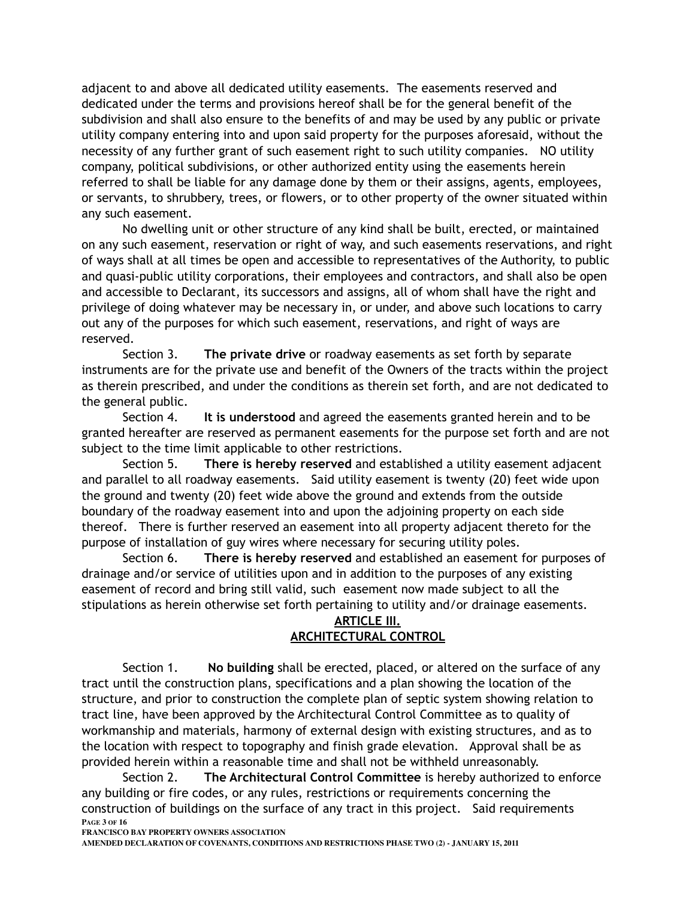adjacent to and above all dedicated utility easements. The easements reserved and dedicated under the terms and provisions hereof shall be for the general benefit of the subdivision and shall also ensure to the benefits of and may be used by any public or private utility company entering into and upon said property for the purposes aforesaid, without the necessity of any further grant of such easement right to such utility companies. NO utility company, political subdivisions, or other authorized entity using the easements herein referred to shall be liable for any damage done by them or their assigns, agents, employees, or servants, to shrubbery, trees, or flowers, or to other property of the owner situated within any such easement.

No dwelling unit or other structure of any kind shall be built, erected, or maintained on any such easement, reservation or right of way, and such easements reservations, and right of ways shall at all times be open and accessible to representatives of the Authority, to public and quasi-public utility corporations, their employees and contractors, and shall also be open and accessible to Declarant, its successors and assigns, all of whom shall have the right and privilege of doing whatever may be necessary in, or under, and above such locations to carry out any of the purposes for which such easement, reservations, and right of ways are reserved.

Section 3. **The private drive** or roadway easements as set forth by separate instruments are for the private use and benefit of the Owners of the tracts within the project as therein prescribed, and under the conditions as therein set forth, and are not dedicated to the general public.

Section 4. **It is understood** and agreed the easements granted herein and to be granted hereafter are reserved as permanent easements for the purpose set forth and are not subject to the time limit applicable to other restrictions.

Section 5. **There is hereby reserved** and established a utility easement adjacent and parallel to all roadway easements. Said utility easement is twenty (20) feet wide upon the ground and twenty (20) feet wide above the ground and extends from the outside boundary of the roadway easement into and upon the adjoining property on each side thereof. There is further reserved an easement into all property adjacent thereto for the purpose of installation of guy wires where necessary for securing utility poles.

Section 6. **There is hereby reserved** and established an easement for purposes of drainage and/or service of utilities upon and in addition to the purposes of any existing easement of record and bring still valid, such easement now made subject to all the stipulations as herein otherwise set forth pertaining to utility and/or drainage easements.

## ARTICLE III.
## ARCHITECTURAL CONTROL

Section 1. **No building** shall be erected, placed, or altered on the surface of any tract until the construction plans, specifications and a plan showing the location of the structure, and prior to construction the complete plan of septic system showing relation to tract line, have been approved by the Architectural Control Committee as to quality of workmanship and materials, harmony of external design with existing structures, and as to the location with respect to topography and finish grade elevation. Approval shall be as provided herein within a reasonable time and shall not be withheld unreasonably.

Section 2. **The Architectural Control Committee** is hereby authorized to enforce any building or fire codes, or any rules, restrictions or requirements concerning the construction of buildings on the surface of any tract in this project. Said requirements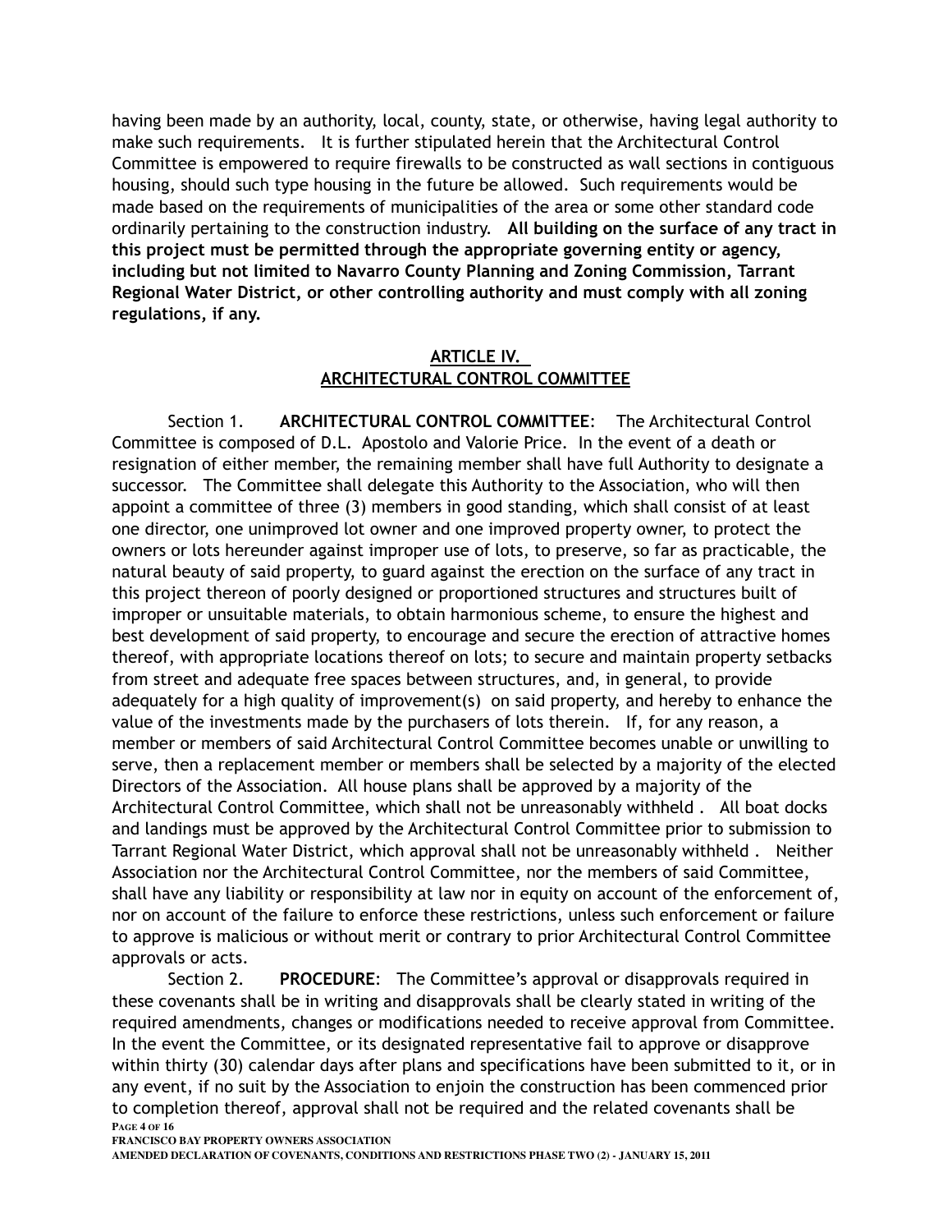having been made by an authority, local, county, state, or otherwise, having legal authority to make such requirements. It is further stipulated herein that the Architectural Control Committee is empowered to require firewalls to be constructed as wall sections in contiguous housing, should such type housing in the future be allowed. Such requirements would be made based on the requirements of municipalities of the area or some other standard code ordinarily pertaining to the construction industry. **All building on the surface of any tract in this project must be permitted through the appropriate governing entity or agency, including but not limited to Navarro County Planning and Zoning Commission, Tarrant Regional Water District, or other controlling authority and must comply with all zoning regulations, if any.**

## ARTICLE IV.
## ARCHITECTURAL CONTROL COMMITTEE

Section 1. **ARCHITECTURAL CONTROL COMMITTEE**: The Architectural Control Committee is composed of D.L. Apostolo and Valorie Price. In the event of a death or resignation of either member, the remaining member shall have full Authority to designate a successor. The Committee shall delegate this Authority to the Association, who will then appoint a committee of three (3) members in good standing, which shall consist of at least one director, one unimproved lot owner and one improved property owner, to protect the owners or lots hereunder against improper use of lots, to preserve, so far as practicable, the natural beauty of said property, to guard against the erection on the surface of any tract in this project thereon of poorly designed or proportioned structures and structures built of improper or unsuitable materials, to obtain harmonious scheme, to ensure the highest and best development of said property, to encourage and secure the erection of attractive homes thereof, with appropriate locations thereof on lots; to secure and maintain property setbacks from street and adequate free spaces between structures, and, in general, to provide adequately for a high quality of improvement(s) on said property, and hereby to enhance the value of the investments made by the purchasers of lots therein. If, for any reason, a member or members of said Architectural Control Committee becomes unable or unwilling to serve, then a replacement member or members shall be selected by a majority of the elected Directors of the Association. All house plans shall be approved by a majority of the Architectural Control Committee, which shall not be unreasonably withheld . All boat docks and landings must be approved by the Architectural Control Committee prior to submission to Tarrant Regional Water District, which approval shall not be unreasonably withheld . Neither Association nor the Architectural Control Committee, nor the members of said Committee, shall have any liability or responsibility at law nor in equity on account of the enforcement of, nor on account of the failure to enforce these restrictions, unless such enforcement or failure to approve is malicious or without merit or contrary to prior Architectural Control Committee approvals or acts.

Section 2. **PROCEDURE**: The Committee's approval or disapprovals required in these covenants shall be in writing and disapprovals shall be clearly stated in writing of the required amendments, changes or modifications needed to receive approval from Committee. In the event the Committee, or its designated representative fail to approve or disapprove within thirty (30) calendar days after plans and specifications have been submitted to it, or in any event, if no suit by the Association to enjoin the construction has been commenced prior to completion thereof, approval shall not be required and the related covenants shall be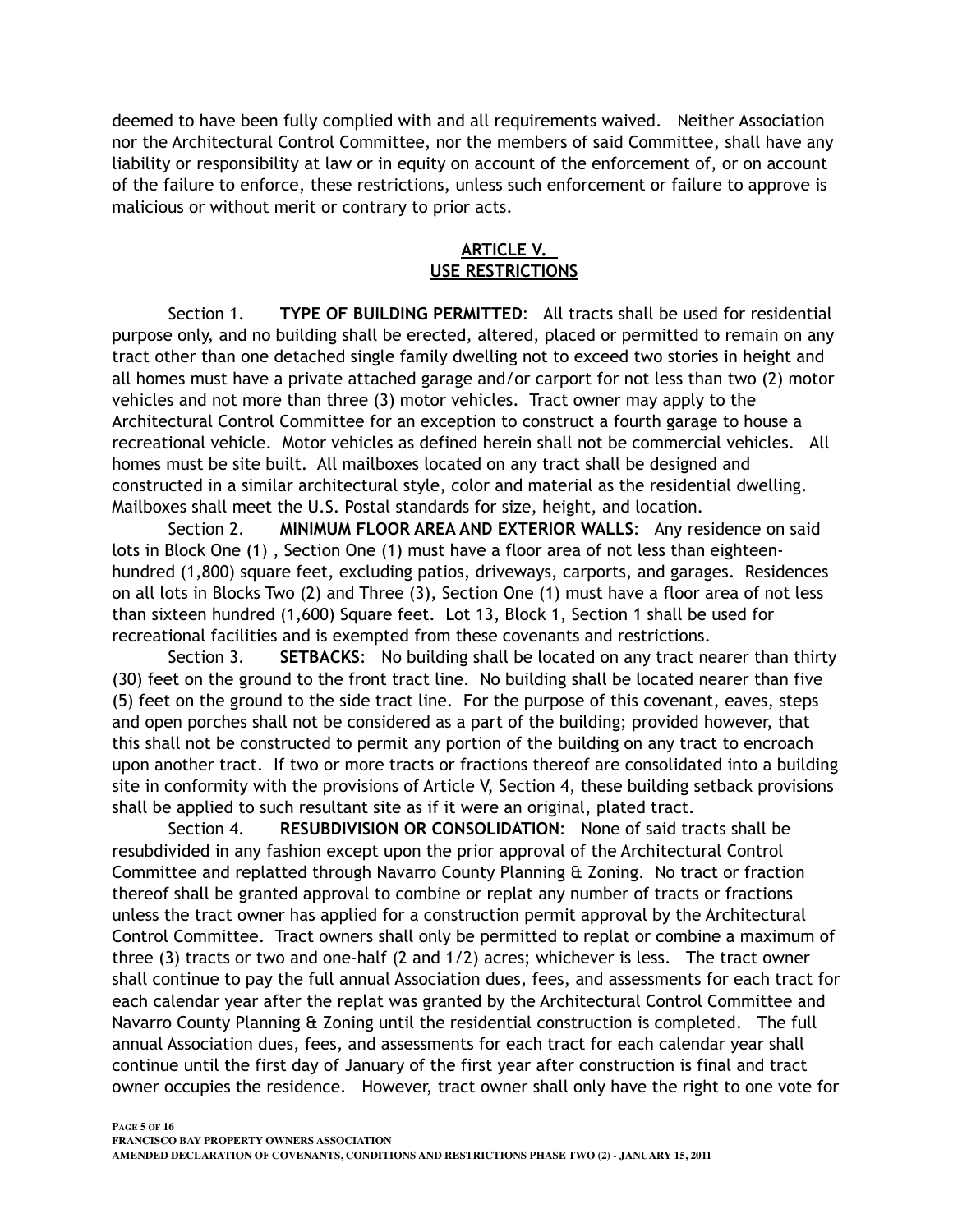deemed to have been fully complied with and all requirements waived. Neither Association nor the Architectural Control Committee, nor the members of said Committee, shall have any liability or responsibility at law or in equity on account of the enforcement of, or on account of the failure to enforce, these restrictions, unless such enforcement or failure to approve is malicious or without merit or contrary to prior acts.

## ARTICLE V.
## USE RESTRICTIONS

Section 1. **TYPE OF BUILDING PERMITTED**: All tracts shall be used for residential purpose only, and no building shall be erected, altered, placed or permitted to remain on any tract other than one detached single family dwelling not to exceed two stories in height and all homes must have a private attached garage and/or carport for not less than two (2) motor vehicles and not more than three (3) motor vehicles. Tract owner may apply to the Architectural Control Committee for an exception to construct a fourth garage to house a recreational vehicle. Motor vehicles as defined herein shall not be commercial vehicles. All homes must be site built. All mailboxes located on any tract shall be designed and constructed in a similar architectural style, color and material as the residential dwelling. Mailboxes shall meet the U.S. Postal standards for size, height, and location.

Section 2. **MINIMUM FLOOR AREA AND EXTERIOR WALLS**: Any residence on said lots in Block One (1) , Section One (1) must have a floor area of not less than eighteen-hundred (1,800) square feet, excluding patios, driveways, carports, and garages. Residences on all lots in Blocks Two (2) and Three (3), Section One (1) must have a floor area of not less than sixteen hundred (1,600) Square feet. Lot 13, Block 1, Section 1 shall be used for recreational facilities and is exempted from these covenants and restrictions.

Section 3. **SETBACKS**: No building shall be located on any tract nearer than thirty (30) feet on the ground to the front tract line. No building shall be located nearer than five (5) feet on the ground to the side tract line. For the purpose of this covenant, eaves, steps and open porches shall not be considered as a part of the building; provided however, that this shall not be constructed to permit any portion of the building on any tract to encroach upon another tract. If two or more tracts or fractions thereof are consolidated into a building site in conformity with the provisions of Article V, Section 4, these building setback provisions shall be applied to such resultant site as if it were an original, plated tract.

Section 4. **RESUBDIVISION OR CONSOLIDATION**: None of said tracts shall be resubdivided in any fashion except upon the prior approval of the Architectural Control Committee and replatted through Navarro County Planning & Zoning. No tract or fraction thereof shall be granted approval to combine or replat any number of tracts or fractions unless the tract owner has applied for a construction permit approval by the Architectural Control Committee. Tract owners shall only be permitted to replat or combine a maximum of three (3) tracts or two and one-half (2 and 1/2) acres; whichever is less. The tract owner shall continue to pay the full annual Association dues, fees, and assessments for each tract for each calendar year after the replat was granted by the Architectural Control Committee and Navarro County Planning & Zoning until the residential construction is completed. The full annual Association dues, fees, and assessments for each tract for each calendar year shall continue until the first day of January of the first year after construction is final and tract owner occupies the residence. However, tract owner shall only have the right to one vote for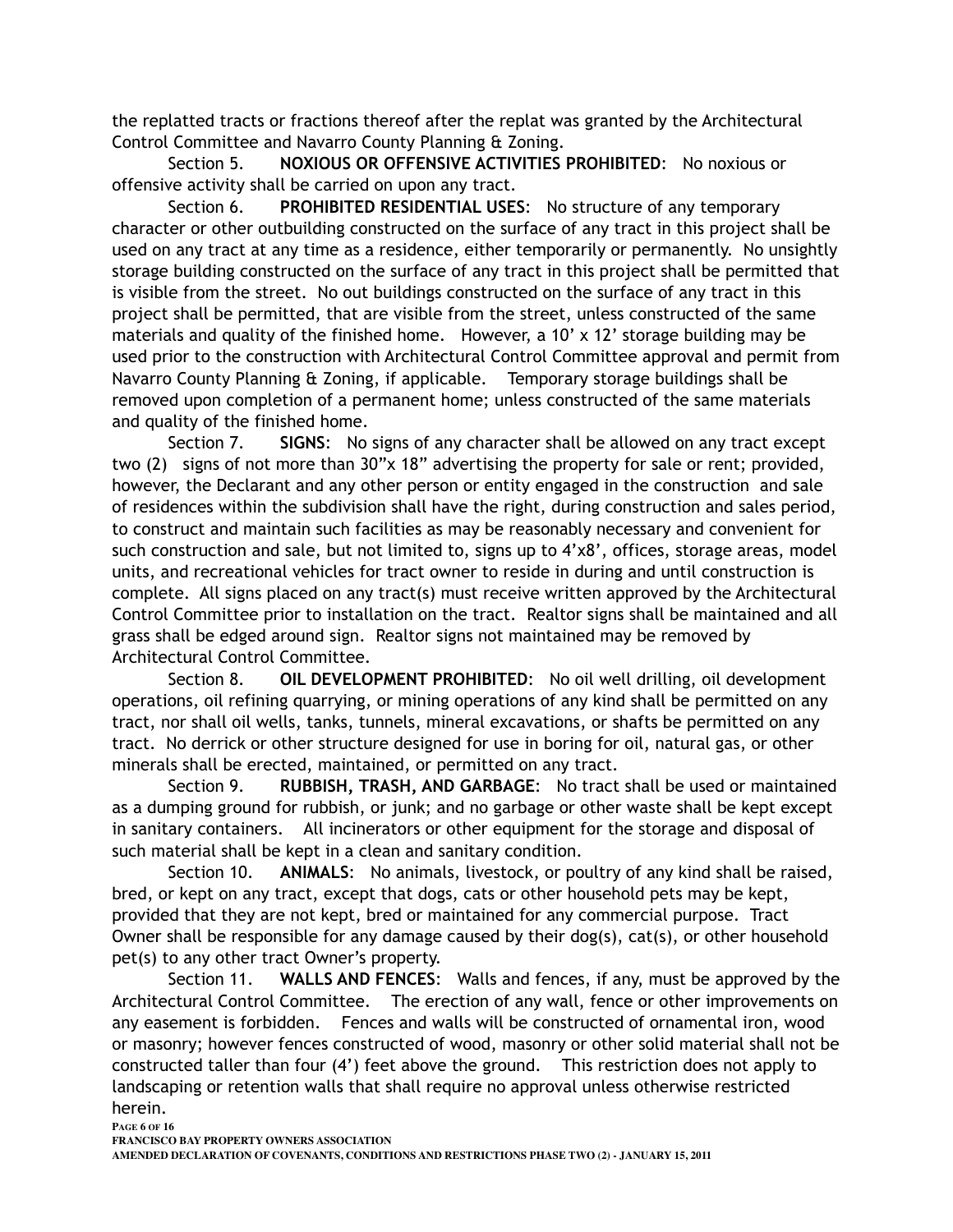the replatted tracts or fractions thereof after the replat was granted by the Architectural Control Committee and Navarro County Planning & Zoning.

Section 5. **NOXIOUS OR OFFENSIVE ACTIVITIES PROHIBITED**: No noxious or offensive activity shall be carried on upon any tract.

Section 6. **PROHIBITED RESIDENTIAL USES**: No structure of any temporary character or other outbuilding constructed on the surface of any tract in this project shall be used on any tract at any time as a residence, either temporarily or permanently. No unsightly storage building constructed on the surface of any tract in this project shall be permitted that is visible from the street. No out buildings constructed on the surface of any tract in this project shall be permitted, that are visible from the street, unless constructed of the same materials and quality of the finished home. However, a 10' x 12' storage building may be used prior to the construction with Architectural Control Committee approval and permit from Navarro County Planning & Zoning, if applicable. Temporary storage buildings shall be removed upon completion of a permanent home; unless constructed of the same materials and quality of the finished home.

Section 7. **SIGNS**: No signs of any character shall be allowed on any tract except two (2) signs of not more than 30"x 18" advertising the property for sale or rent; provided, however, the Declarant and any other person or entity engaged in the construction and sale of residences within the subdivision shall have the right, during construction and sales period, to construct and maintain such facilities as may be reasonably necessary and convenient for such construction and sale, but not limited to, signs up to 4'x8', offices, storage areas, model units, and recreational vehicles for tract owner to reside in during and until construction is complete. All signs placed on any tract(s) must receive written approved by the Architectural Control Committee prior to installation on the tract. Realtor signs shall be maintained and all grass shall be edged around sign. Realtor signs not maintained may be removed by Architectural Control Committee.

Section 8. **OIL DEVELOPMENT PROHIBITED**: No oil well drilling, oil development operations, oil refining quarrying, or mining operations of any kind shall be permitted on any tract, nor shall oil wells, tanks, tunnels, mineral excavations, or shafts be permitted on any tract. No derrick or other structure designed for use in boring for oil, natural gas, or other minerals shall be erected, maintained, or permitted on any tract.

Section 9. **RUBBISH, TRASH, AND GARBAGE**: No tract shall be used or maintained as a dumping ground for rubbish, or junk; and no garbage or other waste shall be kept except in sanitary containers. All incinerators or other equipment for the storage and disposal of such material shall be kept in a clean and sanitary condition.

Section 10. **ANIMALS**: No animals, livestock, or poultry of any kind shall be raised, bred, or kept on any tract, except that dogs, cats or other household pets may be kept, provided that they are not kept, bred or maintained for any commercial purpose. Tract Owner shall be responsible for any damage caused by their dog(s), cat(s), or other household pet(s) to any other tract Owner's property.

Section 11. **WALLS AND FENCES**: Walls and fences, if any, must be approved by the Architectural Control Committee. The erection of any wall, fence or other improvements on any easement is forbidden. Fences and walls will be constructed of ornamental iron, wood or masonry; however fences constructed of wood, masonry or other solid material shall not be constructed taller than four (4') feet above the ground. This restriction does not apply to landscaping or retention walls that shall require no approval unless otherwise restricted herein.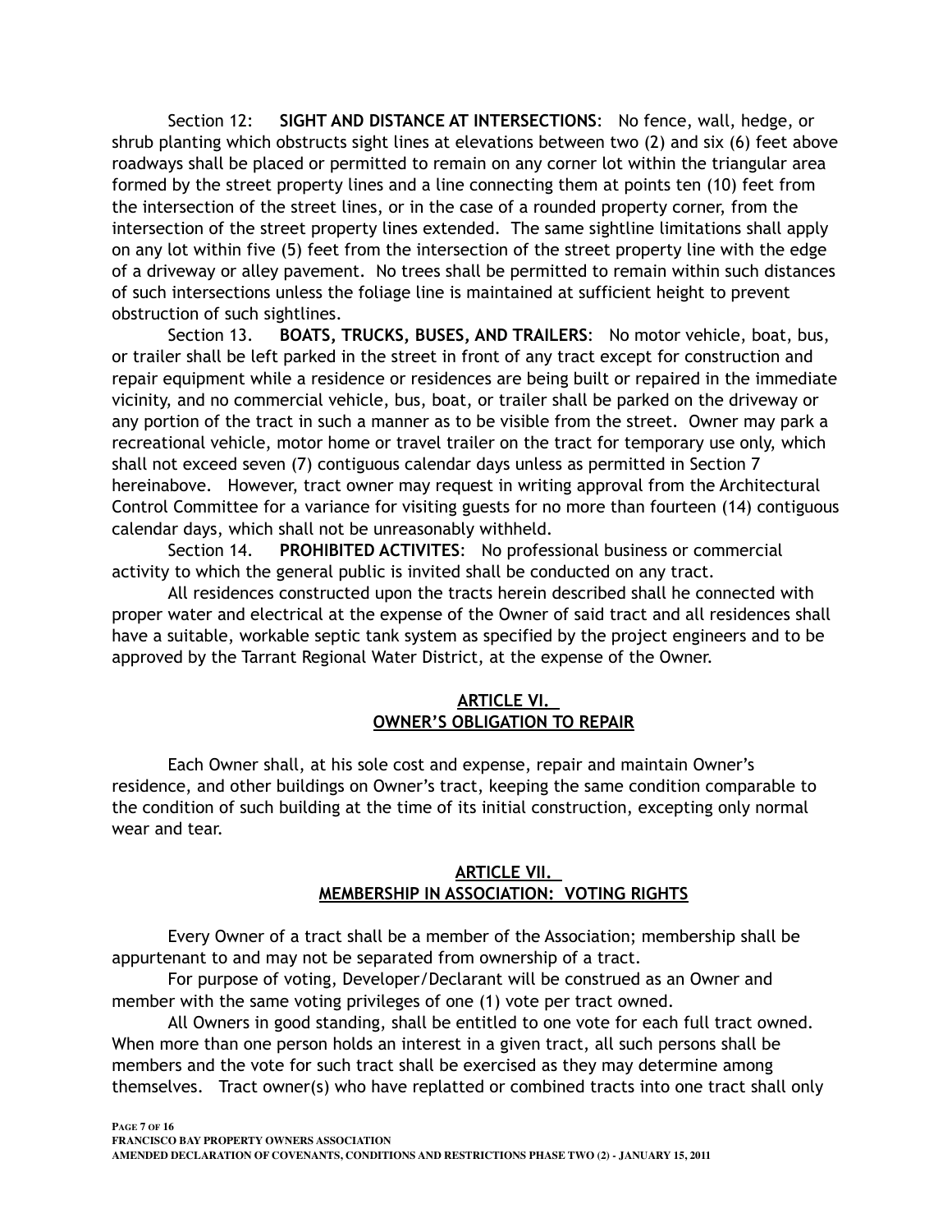Section 12: **SIGHT AND DISTANCE AT INTERSECTIONS**: No fence, wall, hedge, or shrub planting which obstructs sight lines at elevations between two (2) and six (6) feet above roadways shall be placed or permitted to remain on any corner lot within the triangular area formed by the street property lines and a line connecting them at points ten (10) feet from the intersection of the street lines, or in the case of a rounded property corner, from the intersection of the street property lines extended. The same sightline limitations shall apply on any lot within five (5) feet from the intersection of the street property line with the edge of a driveway or alley pavement. No trees shall be permitted to remain within such distances of such intersections unless the foliage line is maintained at sufficient height to prevent obstruction of such sightlines.

Section 13. **BOATS, TRUCKS, BUSES, AND TRAILERS**: No motor vehicle, boat, bus, or trailer shall be left parked in the street in front of any tract except for construction and repair equipment while a residence or residences are being built or repaired in the immediate vicinity, and no commercial vehicle, bus, boat, or trailer shall be parked on the driveway or any portion of the tract in such a manner as to be visible from the street. Owner may park a recreational vehicle, motor home or travel trailer on the tract for temporary use only, which shall not exceed seven (7) contiguous calendar days unless as permitted in Section 7 hereinabove. However, tract owner may request in writing approval from the Architectural Control Committee for a variance for visiting guests for no more than fourteen (14) contiguous calendar days, which shall not be unreasonably withheld.

Section 14. **PROHIBITED ACTIVITES**: No professional business or commercial activity to which the general public is invited shall be conducted on any tract.

All residences constructed upon the tracts herein described shall he connected with proper water and electrical at the expense of the Owner of said tract and all residences shall have a suitable, workable septic tank system as specified by the project engineers and to be approved by the Tarrant Regional Water District, at the expense of the Owner.

## ARTICLE VI.
## OWNER'S OBLIGATION TO REPAIR

Each Owner shall, at his sole cost and expense, repair and maintain Owner's residence, and other buildings on Owner's tract, keeping the same condition comparable to the condition of such building at the time of its initial construction, excepting only normal wear and tear.

## ARTICLE VII.
## MEMBERSHIP IN ASSOCIATION: VOTING RIGHTS

Every Owner of a tract shall be a member of the Association; membership shall be appurtenant to and may not be separated from ownership of a tract.

For purpose of voting, Developer/Declarant will be construed as an Owner and member with the same voting privileges of one (1) vote per tract owned.

All Owners in good standing, shall be entitled to one vote for each full tract owned. When more than one person holds an interest in a given tract, all such persons shall be members and the vote for such tract shall be exercised as they may determine among themselves. Tract owner(s) who have replatted or combined tracts into one tract shall only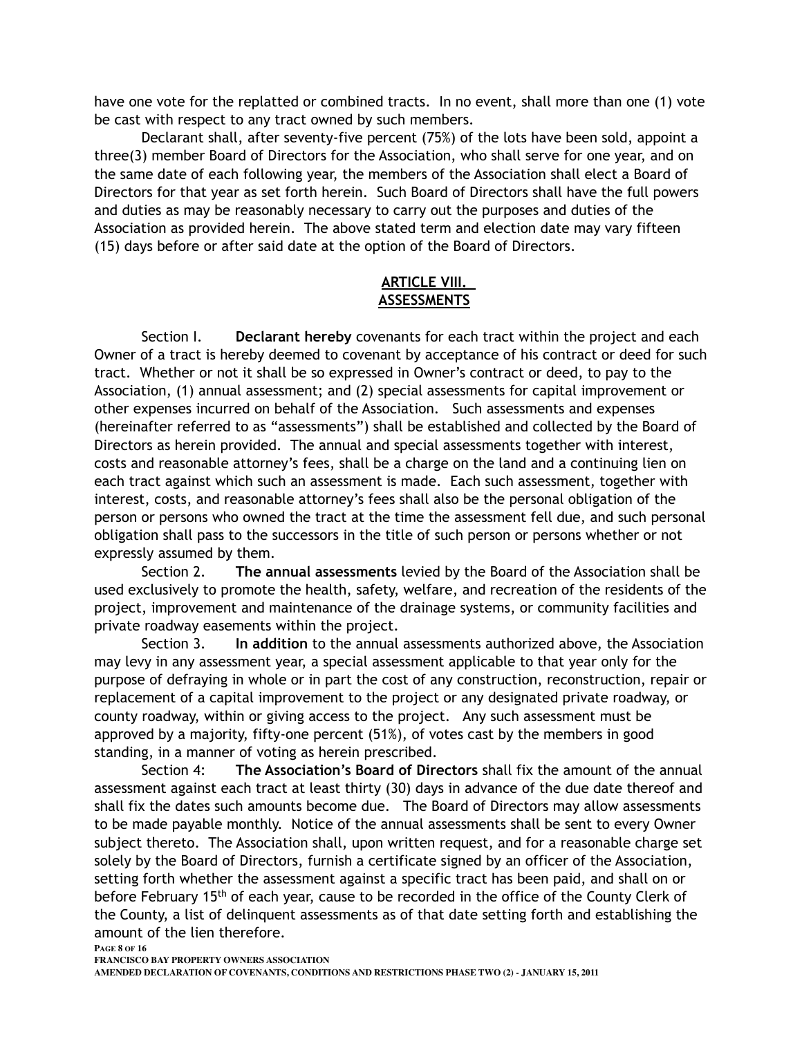have one vote for the replatted or combined tracts. In no event, shall more than one (1) vote be cast with respect to any tract owned by such members.

Declarant shall, after seventy-five percent (75%) of the lots have been sold, appoint a three(3) member Board of Directors for the Association, who shall serve for one year, and on the same date of each following year, the members of the Association shall elect a Board of Directors for that year as set forth herein. Such Board of Directors shall have the full powers and duties as may be reasonably necessary to carry out the purposes and duties of the Association as provided herein. The above stated term and election date may vary fifteen (15) days before or after said date at the option of the Board of Directors.

## ARTICLE VIII. ASSESSMENTS

Section I. **Declarant hereby** covenants for each tract within the project and each Owner of a tract is hereby deemed to covenant by acceptance of his contract or deed for such tract. Whether or not it shall be so expressed in Owner's contract or deed, to pay to the Association, (1) annual assessment; and (2) special assessments for capital improvement or other expenses incurred on behalf of the Association. Such assessments and expenses (hereinafter referred to as "assessments") shall be established and collected by the Board of Directors as herein provided. The annual and special assessments together with interest, costs and reasonable attorney's fees, shall be a charge on the land and a continuing lien on each tract against which such an assessment is made. Each such assessment, together with interest, costs, and reasonable attorney's fees shall also be the personal obligation of the person or persons who owned the tract at the time the assessment fell due, and such personal obligation shall pass to the successors in the title of such person or persons whether or not expressly assumed by them.

Section 2. **The annual assessments** levied by the Board of the Association shall be used exclusively to promote the health, safety, welfare, and recreation of the residents of the project, improvement and maintenance of the drainage systems, or community facilities and private roadway easements within the project.

Section 3. **In addition** to the annual assessments authorized above, the Association may levy in any assessment year, a special assessment applicable to that year only for the purpose of defraying in whole or in part the cost of any construction, reconstruction, repair or replacement of a capital improvement to the project or any designated private roadway, or county roadway, within or giving access to the project. Any such assessment must be approved by a majority, fifty-one percent (51%), of votes cast by the members in good standing, in a manner of voting as herein prescribed.

Section 4: **The Association's Board of Directors** shall fix the amount of the annual assessment against each tract at least thirty (30) days in advance of the due date thereof and shall fix the dates such amounts become due. The Board of Directors may allow assessments to be made payable monthly. Notice of the annual assessments shall be sent to every Owner subject thereto. The Association shall, upon written request, and for a reasonable charge set solely by the Board of Directors, furnish a certificate signed by an officer of the Association, setting forth whether the assessment against a specific tract has been paid, and shall on or before February 15th of each year, cause to be recorded in the office of the County Clerk of the County, a list of delinquent assessments as of that date setting forth and establishing the amount of the lien therefore.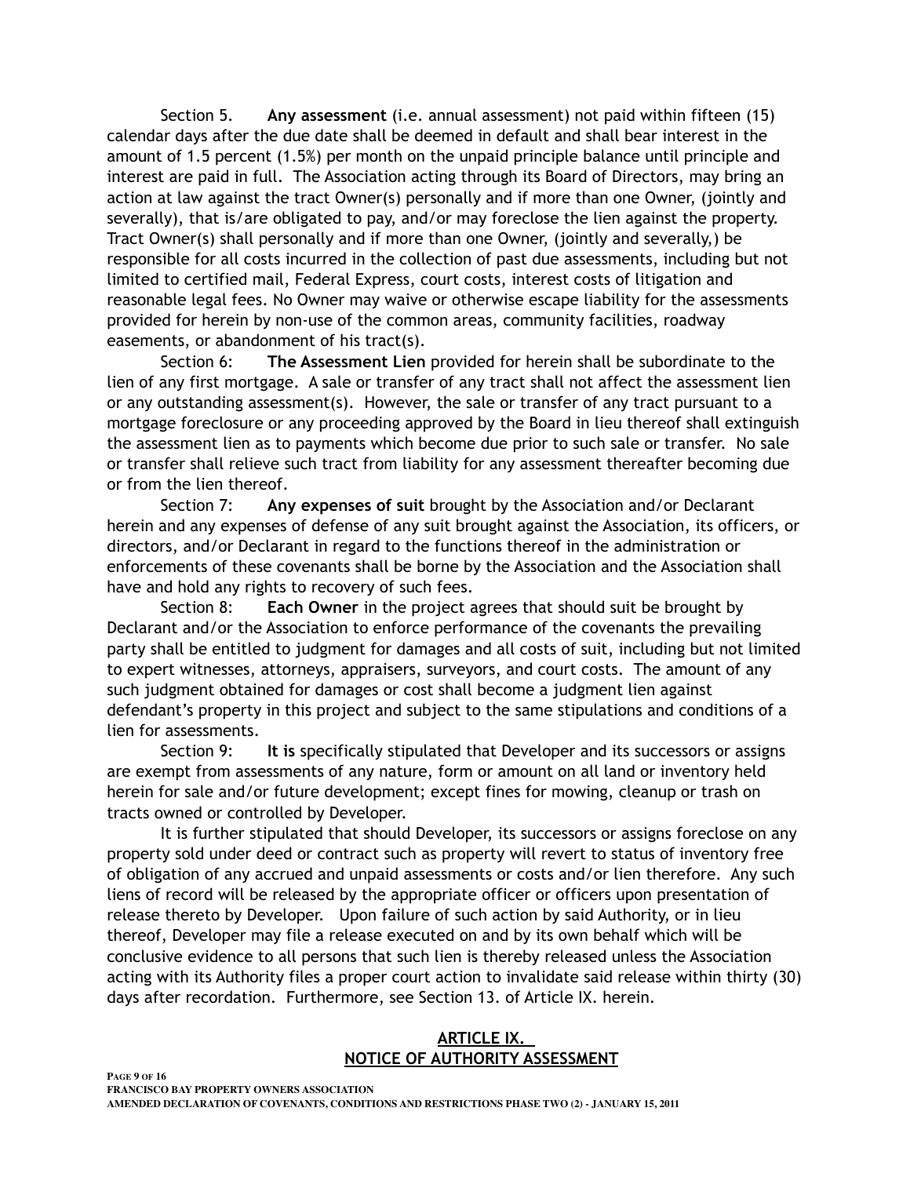Section 5. **Any assessment** (i.e. annual assessment) not paid within fifteen (15) calendar days after the due date shall be deemed in default and shall bear interest in the amount of 1.5 percent (1.5%) per month on the unpaid principle balance until principle and interest are paid in full. The Association acting through its Board of Directors, may bring an action at law against the tract Owner(s) personally and if more than one Owner, (jointly and severally), that is/are obligated to pay, and/or may foreclose the lien against the property. Tract Owner(s) shall personally and if more than one Owner, (jointly and severally,) be responsible for all costs incurred in the collection of past due assessments, including but not limited to certified mail, Federal Express, court costs, interest costs of litigation and reasonable legal fees. No Owner may waive or otherwise escape liability for the assessments provided for herein by non-use of the common areas, community facilities, roadway easements, or abandonment of his tract(s).

Section 6: **The Assessment Lien** provided for herein shall be subordinate to the lien of any first mortgage. A sale or transfer of any tract shall not affect the assessment lien or any outstanding assessment(s). However, the sale or transfer of any tract pursuant to a mortgage foreclosure or any proceeding approved by the Board in lieu thereof shall extinguish the assessment lien as to payments which become due prior to such sale or transfer. No sale or transfer shall relieve such tract from liability for any assessment thereafter becoming due or from the lien thereof.

Section 7: **Any expenses of suit** brought by the Association and/or Declarant herein and any expenses of defense of any suit brought against the Association, its officers, or directors, and/or Declarant in regard to the functions thereof in the administration or enforcements of these covenants shall be borne by the Association and the Association shall have and hold any rights to recovery of such fees.

Section 8: **Each Owner** in the project agrees that should suit be brought by Declarant and/or the Association to enforce performance of the covenants the prevailing party shall be entitled to judgment for damages and all costs of suit, including but not limited to expert witnesses, attorneys, appraisers, surveyors, and court costs. The amount of any such judgment obtained for damages or cost shall become a judgment lien against defendant's property in this project and subject to the same stipulations and conditions of a lien for assessments.

Section 9: **It is** specifically stipulated that Developer and its successors or assigns are exempt from assessments of any nature, form or amount on all land or inventory held herein for sale and/or future development; except fines for mowing, cleanup or trash on tracts owned or controlled by Developer.

It is further stipulated that should Developer, its successors or assigns foreclose on any property sold under deed or contract such as property will revert to status of inventory free of obligation of any accrued and unpaid assessments or costs and/or lien therefore. Any such liens of record will be released by the appropriate officer or officers upon presentation of release thereto by Developer. Upon failure of such action by said Authority, or in lieu thereof, Developer may file a release executed on and by its own behalf which will be conclusive evidence to all persons that such lien is thereby released unless the Association acting with its Authority files a proper court action to invalidate said release within thirty (30) days after recordation. Furthermore, see Section 13. of Article IX. herein.

## ARTICLE IX.
## NOTICE OF AUTHORITY ASSESSMENT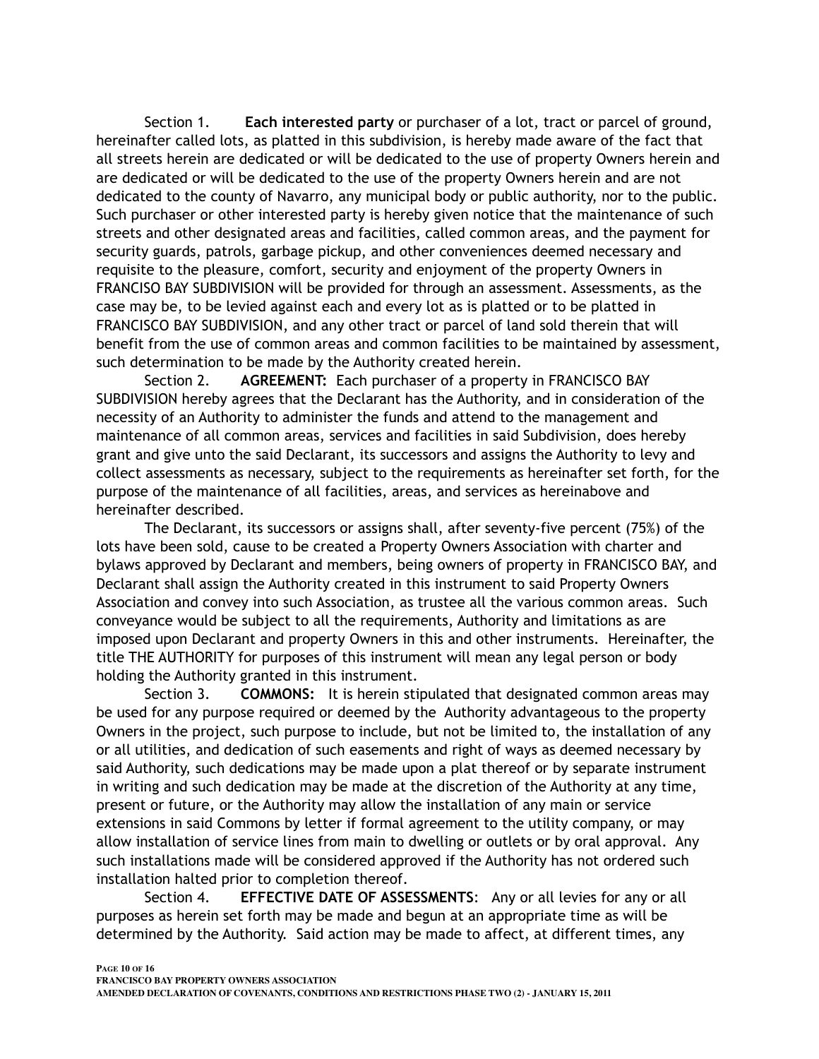Section 1. **Each interested party** or purchaser of a lot, tract or parcel of ground, hereinafter called lots, as platted in this subdivision, is hereby made aware of the fact that all streets herein are dedicated or will be dedicated to the use of property Owners herein and are dedicated or will be dedicated to the use of the property Owners herein and are not dedicated to the county of Navarro, any municipal body or public authority, nor to the public. Such purchaser or other interested party is hereby given notice that the maintenance of such streets and other designated areas and facilities, called common areas, and the payment for security guards, patrols, garbage pickup, and other conveniences deemed necessary and requisite to the pleasure, comfort, security and enjoyment of the property Owners in FRANCISO BAY SUBDIVISION will be provided for through an assessment. Assessments, as the case may be, to be levied against each and every lot as is platted or to be platted in FRANCISCO BAY SUBDIVISION, and any other tract or parcel of land sold therein that will benefit from the use of common areas and common facilities to be maintained by assessment, such determination to be made by the Authority created herein.

Section 2. **AGREEMENT:** Each purchaser of a property in FRANCISCO BAY SUBDIVISION hereby agrees that the Declarant has the Authority, and in consideration of the necessity of an Authority to administer the funds and attend to the management and maintenance of all common areas, services and facilities in said Subdivision, does hereby grant and give unto the said Declarant, its successors and assigns the Authority to levy and collect assessments as necessary, subject to the requirements as hereinafter set forth, for the purpose of the maintenance of all facilities, areas, and services as hereinabove and hereinafter described.

The Declarant, its successors or assigns shall, after seventy-five percent (75%) of the lots have been sold, cause to be created a Property Owners Association with charter and bylaws approved by Declarant and members, being owners of property in FRANCISCO BAY, and Declarant shall assign the Authority created in this instrument to said Property Owners Association and convey into such Association, as trustee all the various common areas. Such conveyance would be subject to all the requirements, Authority and limitations as are imposed upon Declarant and property Owners in this and other instruments. Hereinafter, the title THE AUTHORITY for purposes of this instrument will mean any legal person or body holding the Authority granted in this instrument.

Section 3. **COMMONS:** It is herein stipulated that designated common areas may be used for any purpose required or deemed by the Authority advantageous to the property Owners in the project, such purpose to include, but not be limited to, the installation of any or all utilities, and dedication of such easements and right of ways as deemed necessary by said Authority, such dedications may be made upon a plat thereof or by separate instrument in writing and such dedication may be made at the discretion of the Authority at any time, present or future, or the Authority may allow the installation of any main or service extensions in said Commons by letter if formal agreement to the utility company, or may allow installation of service lines from main to dwelling or outlets or by oral approval. Any such installations made will be considered approved if the Authority has not ordered such installation halted prior to completion thereof.

Section 4. **EFFECTIVE DATE OF ASSESSMENTS**: Any or all levies for any or all purposes as herein set forth may be made and begun at an appropriate time as will be determined by the Authority. Said action may be made to affect, at different times, any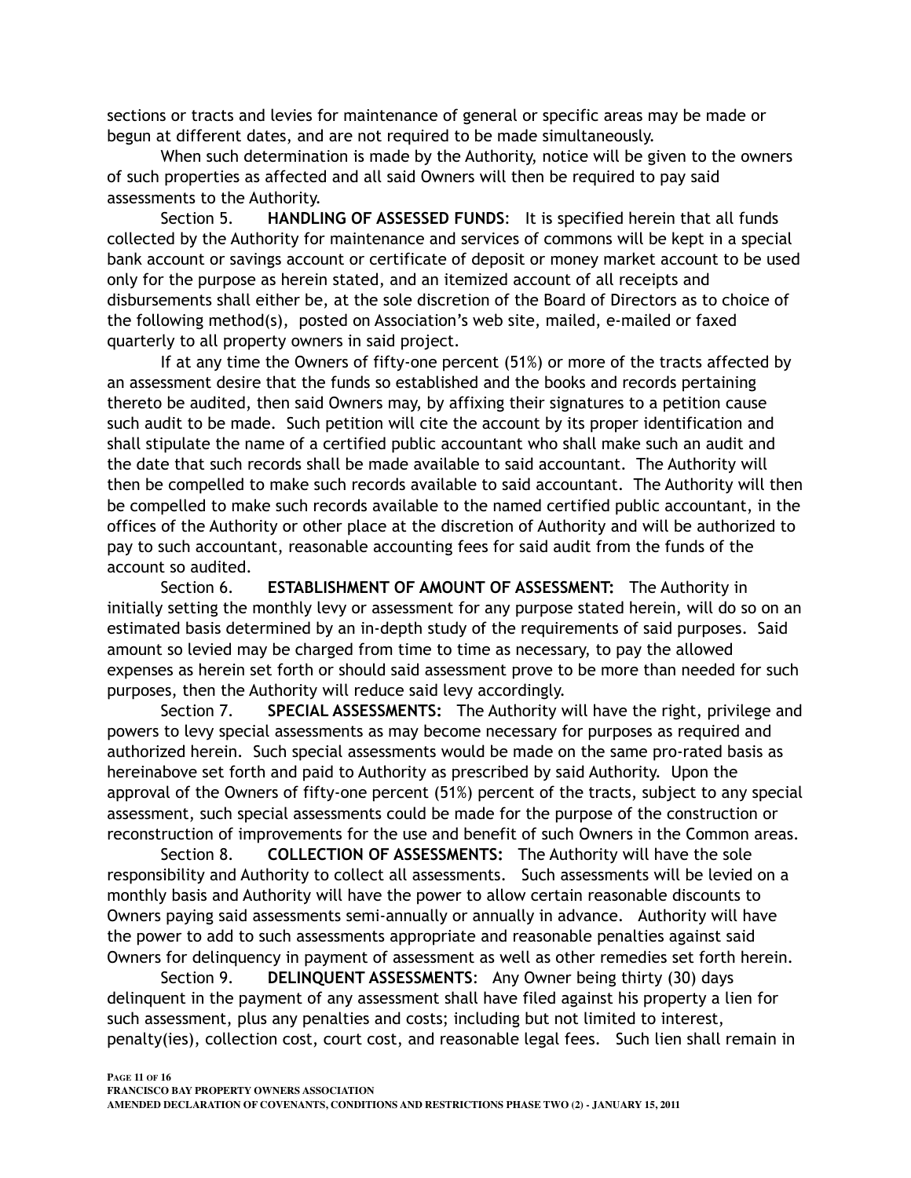sections or tracts and levies for maintenance of general or specific areas may be made or begun at different dates, and are not required to be made simultaneously.

When such determination is made by the Authority, notice will be given to the owners of such properties as affected and all said Owners will then be required to pay said assessments to the Authority.

Section 5. **HANDLING OF ASSESSED FUNDS**: It is specified herein that all funds collected by the Authority for maintenance and services of commons will be kept in a special bank account or savings account or certificate of deposit or money market account to be used only for the purpose as herein stated, and an itemized account of all receipts and disbursements shall either be, at the sole discretion of the Board of Directors as to choice of the following method(s), posted on Association's web site, mailed, e-mailed or faxed quarterly to all property owners in said project.

If at any time the Owners of fifty-one percent (51%) or more of the tracts affected by an assessment desire that the funds so established and the books and records pertaining thereto be audited, then said Owners may, by affixing their signatures to a petition cause such audit to be made. Such petition will cite the account by its proper identification and shall stipulate the name of a certified public accountant who shall make such an audit and the date that such records shall be made available to said accountant. The Authority will then be compelled to make such records available to said accountant. The Authority will then be compelled to make such records available to the named certified public accountant, in the offices of the Authority or other place at the discretion of Authority and will be authorized to pay to such accountant, reasonable accounting fees for said audit from the funds of the account so audited.

Section 6. **ESTABLISHMENT OF AMOUNT OF ASSESSMENT:** The Authority in initially setting the monthly levy or assessment for any purpose stated herein, will do so on an estimated basis determined by an in-depth study of the requirements of said purposes. Said amount so levied may be charged from time to time as necessary, to pay the allowed expenses as herein set forth or should said assessment prove to be more than needed for such purposes, then the Authority will reduce said levy accordingly.

Section 7. **SPECIAL ASSESSMENTS:** The Authority will have the right, privilege and powers to levy special assessments as may become necessary for purposes as required and authorized herein. Such special assessments would be made on the same pro-rated basis as hereinabove set forth and paid to Authority as prescribed by said Authority. Upon the approval of the Owners of fifty-one percent (51%) percent of the tracts, subject to any special assessment, such special assessments could be made for the purpose of the construction or reconstruction of improvements for the use and benefit of such Owners in the Common areas.

Section 8. **COLLECTION OF ASSESSMENTS:** The Authority will have the sole responsibility and Authority to collect all assessments. Such assessments will be levied on a monthly basis and Authority will have the power to allow certain reasonable discounts to Owners paying said assessments semi-annually or annually in advance. Authority will have the power to add to such assessments appropriate and reasonable penalties against said Owners for delinquency in payment of assessment as well as other remedies set forth herein.

Section 9. **DELINQUENT ASSESSMENTS**: Any Owner being thirty (30) days delinquent in the payment of any assessment shall have filed against his property a lien for such assessment, plus any penalties and costs; including but not limited to interest, penalty(ies), collection cost, court cost, and reasonable legal fees. Such lien shall remain in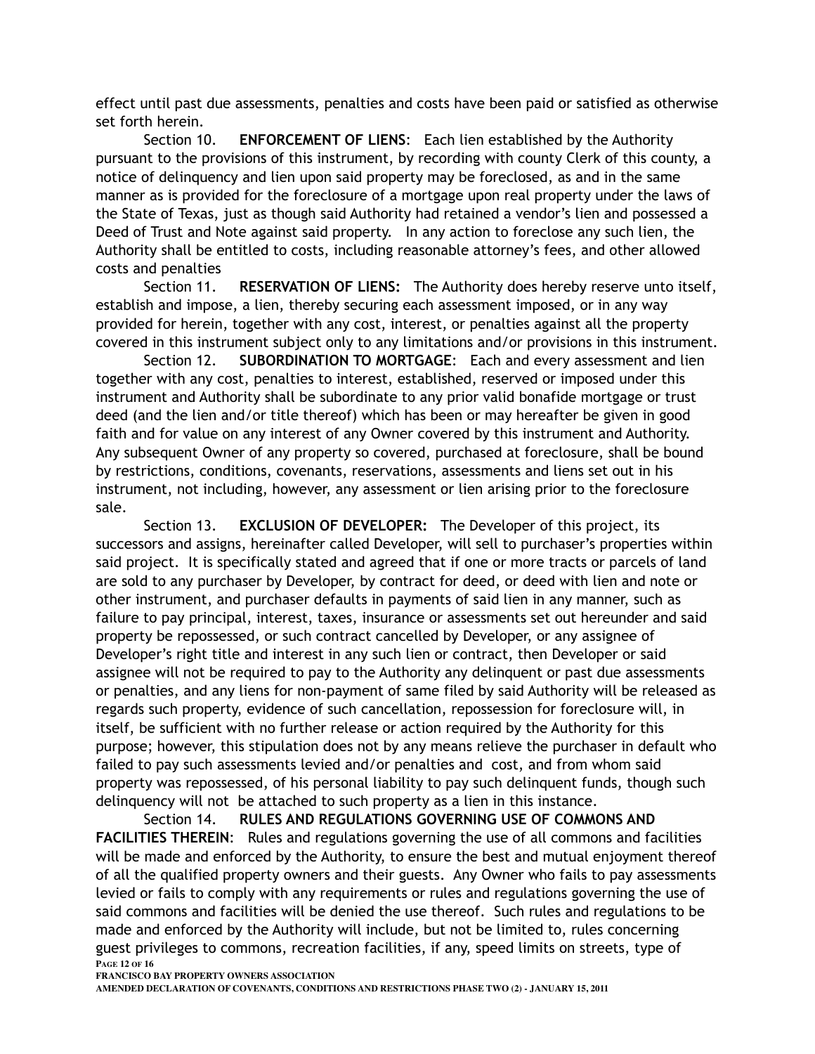effect until past due assessments, penalties and costs have been paid or satisfied as otherwise set forth herein.

Section 10. **ENFORCEMENT OF LIENS**: Each lien established by the Authority pursuant to the provisions of this instrument, by recording with county Clerk of this county, a notice of delinquency and lien upon said property may be foreclosed, as and in the same manner as is provided for the foreclosure of a mortgage upon real property under the laws of the State of Texas, just as though said Authority had retained a vendor's lien and possessed a Deed of Trust and Note against said property. In any action to foreclose any such lien, the Authority shall be entitled to costs, including reasonable attorney's fees, and other allowed costs and penalties

Section 11. **RESERVATION OF LIENS:** The Authority does hereby reserve unto itself, establish and impose, a lien, thereby securing each assessment imposed, or in any way provided for herein, together with any cost, interest, or penalties against all the property covered in this instrument subject only to any limitations and/or provisions in this instrument.

Section 12. **SUBORDINATION TO MORTGAGE**: Each and every assessment and lien together with any cost, penalties to interest, established, reserved or imposed under this instrument and Authority shall be subordinate to any prior valid bonafide mortgage or trust deed (and the lien and/or title thereof) which has been or may hereafter be given in good faith and for value on any interest of any Owner covered by this instrument and Authority. Any subsequent Owner of any property so covered, purchased at foreclosure, shall be bound by restrictions, conditions, covenants, reservations, assessments and liens set out in his instrument, not including, however, any assessment or lien arising prior to the foreclosure sale.

Section 13. **EXCLUSION OF DEVELOPER:** The Developer of this project, its successors and assigns, hereinafter called Developer, will sell to purchaser's properties within said project. It is specifically stated and agreed that if one or more tracts or parcels of land are sold to any purchaser by Developer, by contract for deed, or deed with lien and note or other instrument, and purchaser defaults in payments of said lien in any manner, such as failure to pay principal, interest, taxes, insurance or assessments set out hereunder and said property be repossessed, or such contract cancelled by Developer, or any assignee of Developer's right title and interest in any such lien or contract, then Developer or said assignee will not be required to pay to the Authority any delinquent or past due assessments or penalties, and any liens for non-payment of same filed by said Authority will be released as regards such property, evidence of such cancellation, repossession for foreclosure will, in itself, be sufficient with no further release or action required by the Authority for this purpose; however, this stipulation does not by any means relieve the purchaser in default who failed to pay such assessments levied and/or penalties and cost, and from whom said property was repossessed, of his personal liability to pay such delinquent funds, though such delinquency will not be attached to such property as a lien in this instance.

Section 14. **RULES AND REGULATIONS GOVERNING USE OF COMMONS AND FACILITIES THEREIN**: Rules and regulations governing the use of all commons and facilities will be made and enforced by the Authority, to ensure the best and mutual enjoyment thereof of all the qualified property owners and their guests. Any Owner who fails to pay assessments levied or fails to comply with any requirements or rules and regulations governing the use of said commons and facilities will be denied the use thereof. Such rules and regulations to be made and enforced by the Authority will include, but not be limited to, rules concerning guest privileges to commons, recreation facilities, if any, speed limits on streets, type of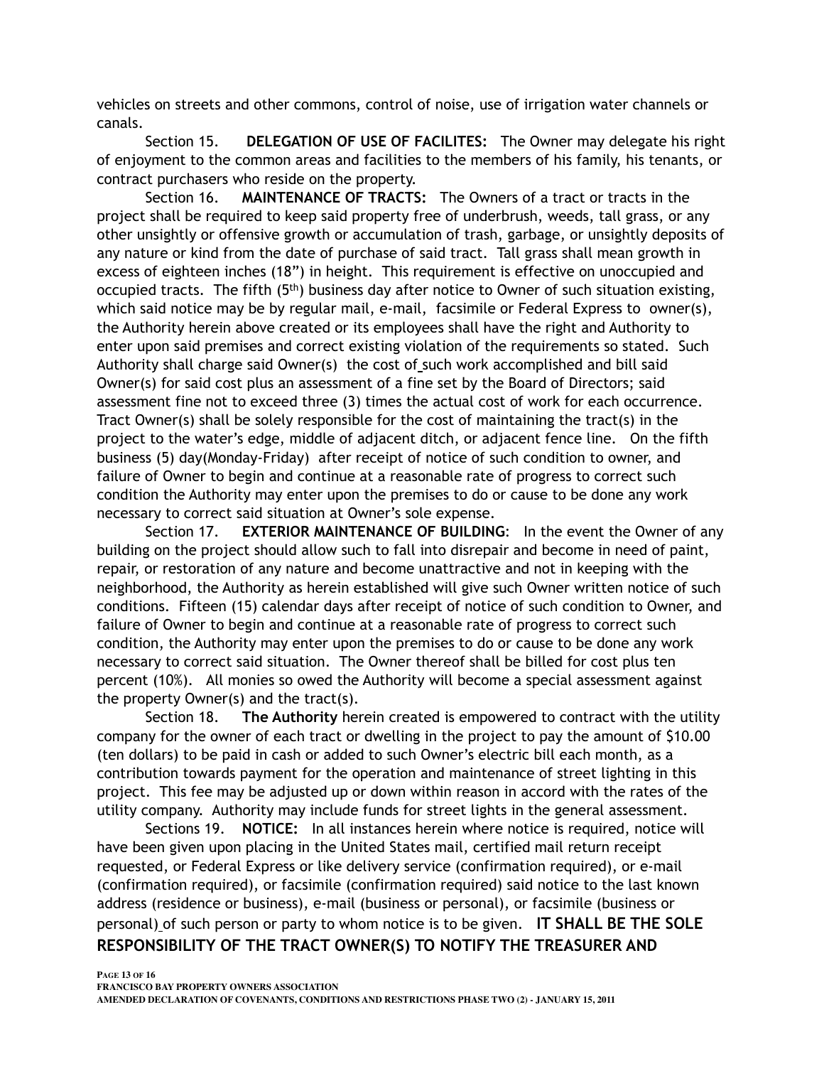vehicles on streets and other commons, control of noise, use of irrigation water channels or canals.

Section 15. **DELEGATION OF USE OF FACILITES:** The Owner may delegate his right of enjoyment to the common areas and facilities to the members of his family, his tenants, or contract purchasers who reside on the property.

Section 16. **MAINTENANCE OF TRACTS:** The Owners of a tract or tracts in the project shall be required to keep said property free of underbrush, weeds, tall grass, or any other unsightly or offensive growth or accumulation of trash, garbage, or unsightly deposits of any nature or kind from the date of purchase of said tract. Tall grass shall mean growth in excess of eighteen inches (18") in height. This requirement is effective on unoccupied and occupied tracts. The fifth (5th) business day after notice to Owner of such situation existing, which said notice may be by regular mail, e-mail, facsimile or Federal Express to owner(s), the Authority herein above created or its employees shall have the right and Authority to enter upon said premises and correct existing violation of the requirements so stated. Such Authority shall charge said Owner(s) the cost of such work accomplished and bill said Owner(s) for said cost plus an assessment of a fine set by the Board of Directors; said assessment fine not to exceed three (3) times the actual cost of work for each occurrence. Tract Owner(s) shall be solely responsible for the cost of maintaining the tract(s) in the project to the water's edge, middle of adjacent ditch, or adjacent fence line. On the fifth business (5) day(Monday-Friday) after receipt of notice of such condition to owner, and failure of Owner to begin and continue at a reasonable rate of progress to correct such condition the Authority may enter upon the premises to do or cause to be done any work necessary to correct said situation at Owner's sole expense.

Section 17. **EXTERIOR MAINTENANCE OF BUILDING**: In the event the Owner of any building on the project should allow such to fall into disrepair and become in need of paint, repair, or restoration of any nature and become unattractive and not in keeping with the neighborhood, the Authority as herein established will give such Owner written notice of such conditions. Fifteen (15) calendar days after receipt of notice of such condition to Owner, and failure of Owner to begin and continue at a reasonable rate of progress to correct such condition, the Authority may enter upon the premises to do or cause to be done any work necessary to correct said situation. The Owner thereof shall be billed for cost plus ten percent (10%). All monies so owed the Authority will become a special assessment against the property Owner(s) and the tract(s).

Section 18. **The Authority** herein created is empowered to contract with the utility company for the owner of each tract or dwelling in the project to pay the amount of $10.00 (ten dollars) to be paid in cash or added to such Owner's electric bill each month, as a contribution towards payment for the operation and maintenance of street lighting in this project. This fee may be adjusted up or down within reason in accord with the rates of the utility company. Authority may include funds for street lights in the general assessment.

Sections 19. **NOTICE:** In all instances herein where notice is required, notice will have been given upon placing in the United States mail, certified mail return receipt requested, or Federal Express or like delivery service (confirmation required), or e-mail (confirmation required), or facsimile (confirmation required) said notice to the last known address (residence or business), e-mail (business or personal), or facsimile (business or personal) of such person or party to whom notice is to be given. **IT SHALL BE THE SOLE RESPONSIBILITY OF THE TRACT OWNER(S) TO NOTIFY THE TREASURER AND**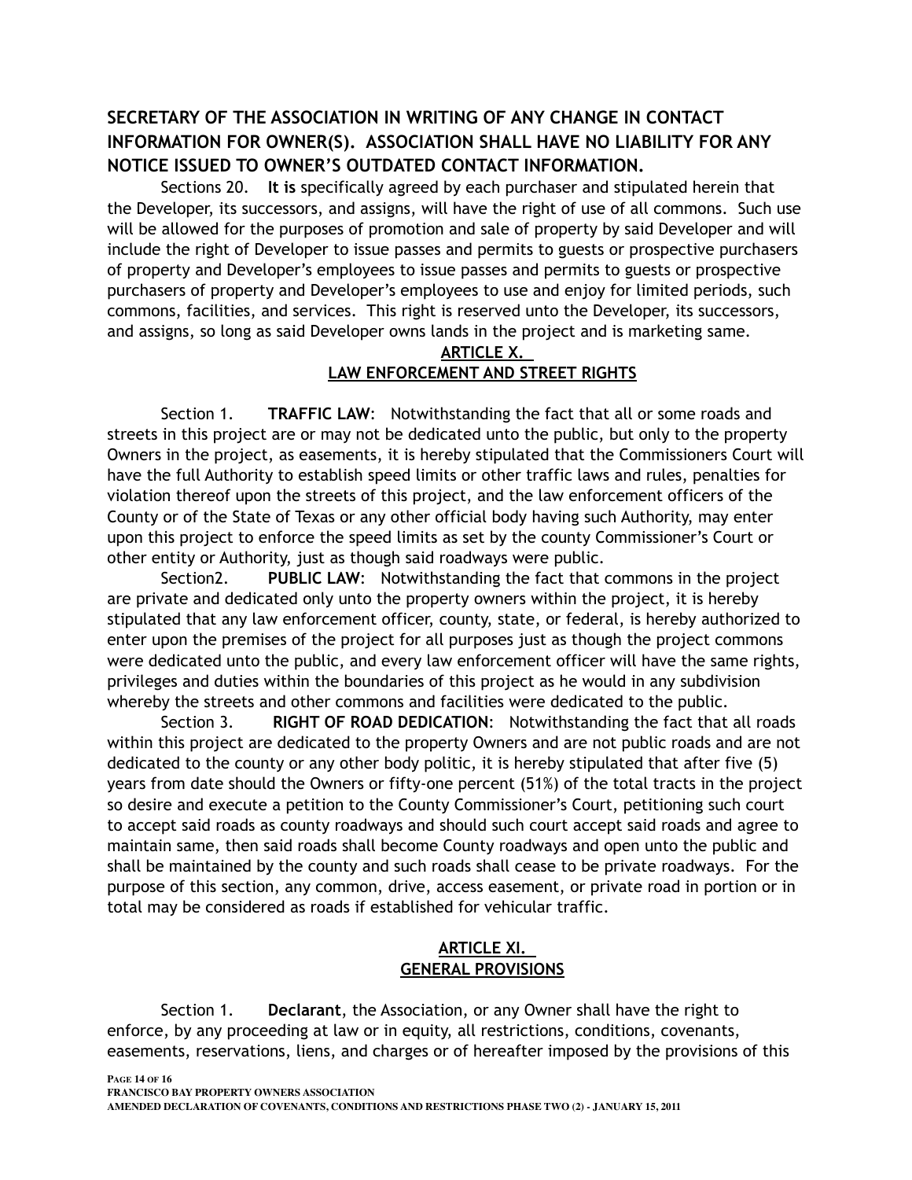**SECRETARY OF THE ASSOCIATION IN WRITING OF ANY CHANGE IN CONTACT INFORMATION FOR OWNER(S). ASSOCIATION SHALL HAVE NO LIABILITY FOR ANY NOTICE ISSUED TO OWNER'S OUTDATED CONTACT INFORMATION.**

Sections 20. **It is** specifically agreed by each purchaser and stipulated herein that the Developer, its successors, and assigns, will have the right of use of all commons. Such use will be allowed for the purposes of promotion and sale of property by said Developer and will include the right of Developer to issue passes and permits to guests or prospective purchasers of property and Developer's employees to issue passes and permits to guests or prospective purchasers of property and Developer's employees to use and enjoy for limited periods, such commons, facilities, and services. This right is reserved unto the Developer, its successors, and assigns, so long as said Developer owns lands in the project and is marketing same.

## ARTICLE X.
## LAW ENFORCEMENT AND STREET RIGHTS

Section 1. **TRAFFIC LAW**: Notwithstanding the fact that all or some roads and streets in this project are or may not be dedicated unto the public, but only to the property Owners in the project, as easements, it is hereby stipulated that the Commissioners Court will have the full Authority to establish speed limits or other traffic laws and rules, penalties for violation thereof upon the streets of this project, and the law enforcement officers of the County or of the State of Texas or any other official body having such Authority, may enter upon this project to enforce the speed limits as set by the county Commissioner's Court or other entity or Authority, just as though said roadways were public.

Section2. **PUBLIC LAW**: Notwithstanding the fact that commons in the project are private and dedicated only unto the property owners within the project, it is hereby stipulated that any law enforcement officer, county, state, or federal, is hereby authorized to enter upon the premises of the project for all purposes just as though the project commons were dedicated unto the public, and every law enforcement officer will have the same rights, privileges and duties within the boundaries of this project as he would in any subdivision whereby the streets and other commons and facilities were dedicated to the public.

Section 3. **RIGHT OF ROAD DEDICATION**: Notwithstanding the fact that all roads within this project are dedicated to the property Owners and are not public roads and are not dedicated to the county or any other body politic, it is hereby stipulated that after five (5) years from date should the Owners or fifty-one percent (51%) of the total tracts in the project so desire and execute a petition to the County Commissioner's Court, petitioning such court to accept said roads as county roadways and should such court accept said roads and agree to maintain same, then said roads shall become County roadways and open unto the public and shall be maintained by the county and such roads shall cease to be private roadways. For the purpose of this section, any common, drive, access easement, or private road in portion or in total may be considered as roads if established for vehicular traffic.

## ARTICLE XI.
## GENERAL PROVISIONS

Section 1. **Declarant**, the Association, or any Owner shall have the right to enforce, by any proceeding at law or in equity, all restrictions, conditions, covenants, easements, reservations, liens, and charges or of hereafter imposed by the provisions of this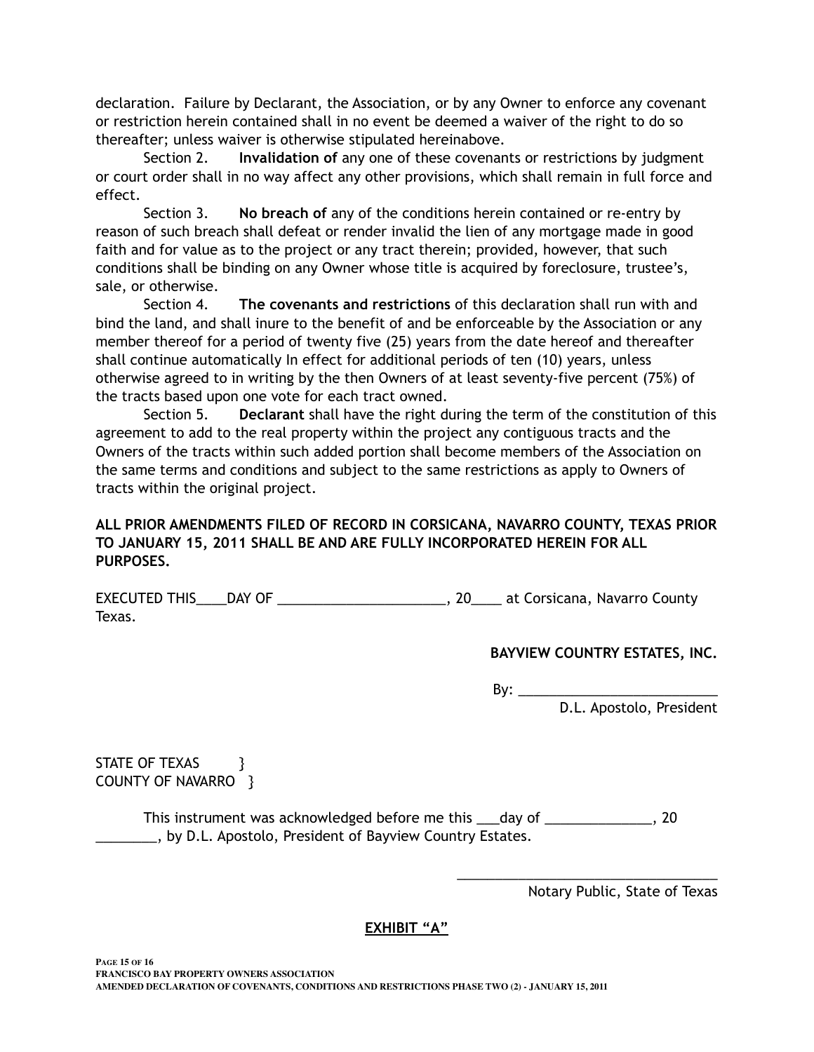declaration. Failure by Declarant, the Association, or by any Owner to enforce any covenant or restriction herein contained shall in no event be deemed a waiver of the right to do so thereafter; unless waiver is otherwise stipulated hereinabove.

Section 2. **Invalidation of** any one of these covenants or restrictions by judgment or court order shall in no way affect any other provisions, which shall remain in full force and effect.

Section 3. **No breach of** any of the conditions herein contained or re-entry by reason of such breach shall defeat or render invalid the lien of any mortgage made in good faith and for value as to the project or any tract therein; provided, however, that such conditions shall be binding on any Owner whose title is acquired by foreclosure, trustee's, sale, or otherwise.

Section 4. **The covenants and restrictions** of this declaration shall run with and bind the land, and shall inure to the benefit of and be enforceable by the Association or any member thereof for a period of twenty five (25) years from the date hereof and thereafter shall continue automatically In effect for additional periods of ten (10) years, unless otherwise agreed to in writing by the then Owners of at least seventy-five percent (75%) of the tracts based upon one vote for each tract owned.

Section 5. **Declarant** shall have the right during the term of the constitution of this agreement to add to the real property within the project any contiguous tracts and the Owners of the tracts within such added portion shall become members of the Association on the same terms and conditions and subject to the same restrictions as apply to Owners of tracts within the original project.

**ALL PRIOR AMENDMENTS FILED OF RECORD IN CORSICANA, NAVARRO COUNTY, TEXAS PRIOR TO JANUARY 15, 2011 SHALL BE AND ARE FULLY INCORPORATED HEREIN FOR ALL PURPOSES.**

EXECUTED THIS____DAY OF ______________________, 20____ at Corsicana, Navarro County Texas.

**BAYVIEW COUNTRY ESTATES, INC.**

By: __________________________

D.L. Apostolo, President

STATE OF TEXAS }
COUNTY OF NAVARRO }

This instrument was acknowledged before me this ___day of ______________, 20 ________, by D.L. Apostolo, President of Bayview Country Estates.

___________________________________

Notary Public, State of Texas

**EXHIBIT "A"**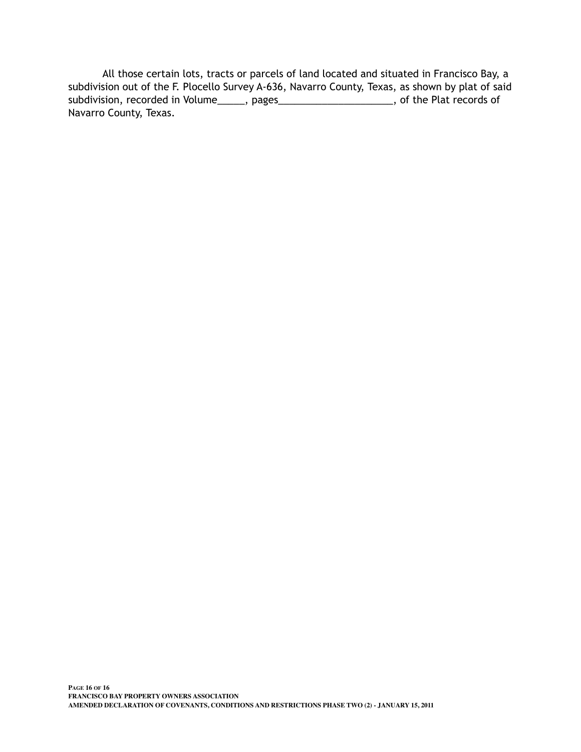All those certain lots, tracts or parcels of land located and situated in Francisco Bay, a subdivision out of the F. Plocello Survey A-636, Navarro County, Texas, as shown by plat of said subdivision, recorded in Volume_____, pages_____________________, of the Plat records of Navarro County, Texas.